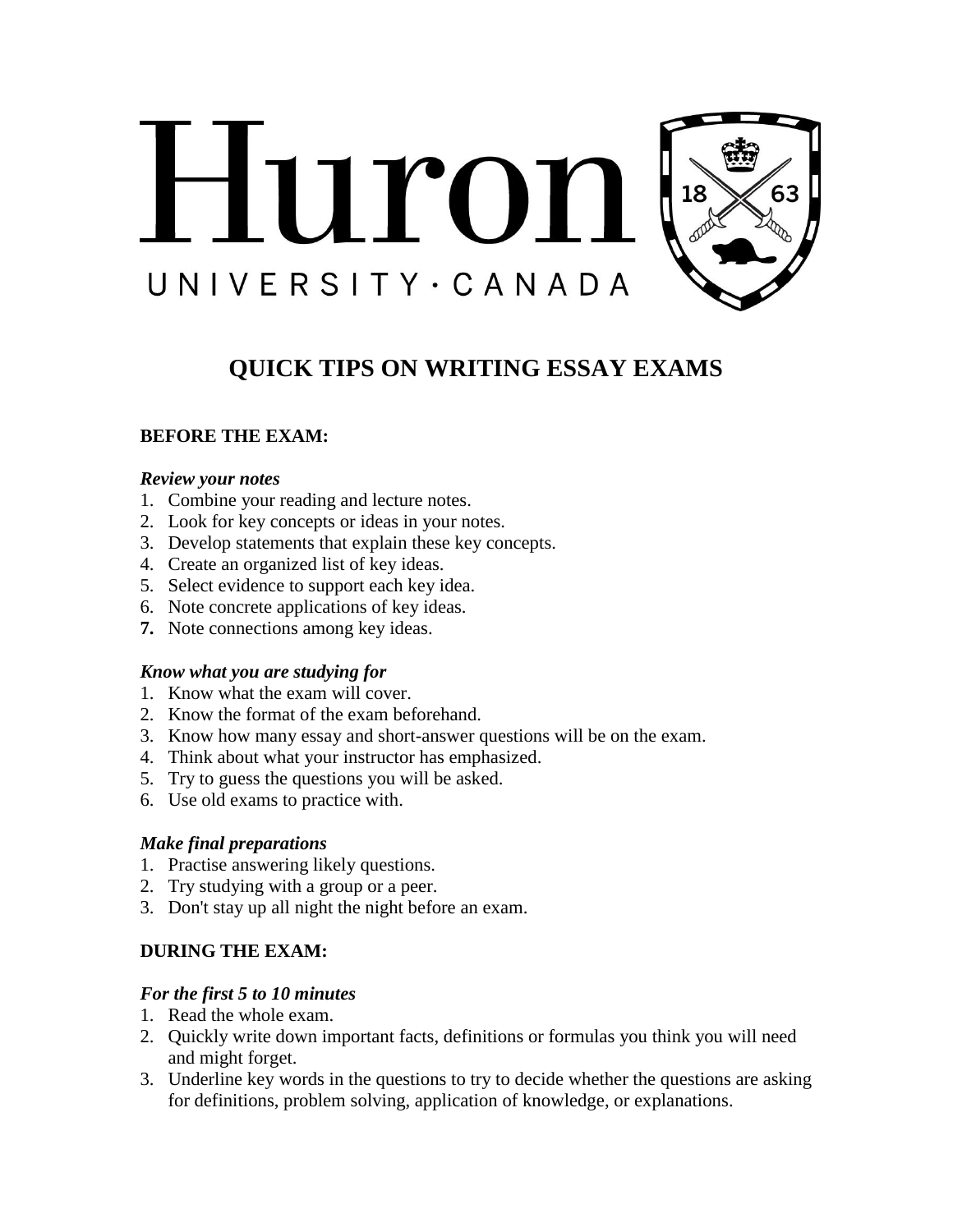# QUICK TIPS ON WRITING ESSAY EXAMS

## BEFORE THE EXAM:

### *Review your notes*

1. Combine your reading and lecture notes.
2. Look for key concepts or ideas in your notes.
3. Develop statements that explain these key concepts.
4. Create an organized list of key ideas.
5. Select evidence to support each key idea.
6. Note concrete applications of key ideas.
7. Note connections among key ideas.

### *Know what you are studying for*

1. Know what the exam will cover.
2. Know the format of the exam beforehand.
3. Know how many essay and short-answer questions will be on the exam.
4. Think about what your instructor has emphasized.
5. Try to guess the questions you will be asked.
6. Use old exams to practice with.

### *Make final preparations*

1. Practise answering likely questions.
2. Try studying with a group or a peer.
3. Don't stay up all night the night before an exam.

## DURING THE EXAM:

### *For the first 5 to 10 minutes*

1. Read the whole exam.
2. Quickly write down important facts, definitions or formulas you think you will need and might forget.
3. Underline key words in the questions to try to decide whether the questions are asking for definitions, problem solving, application of knowledge, or explanations.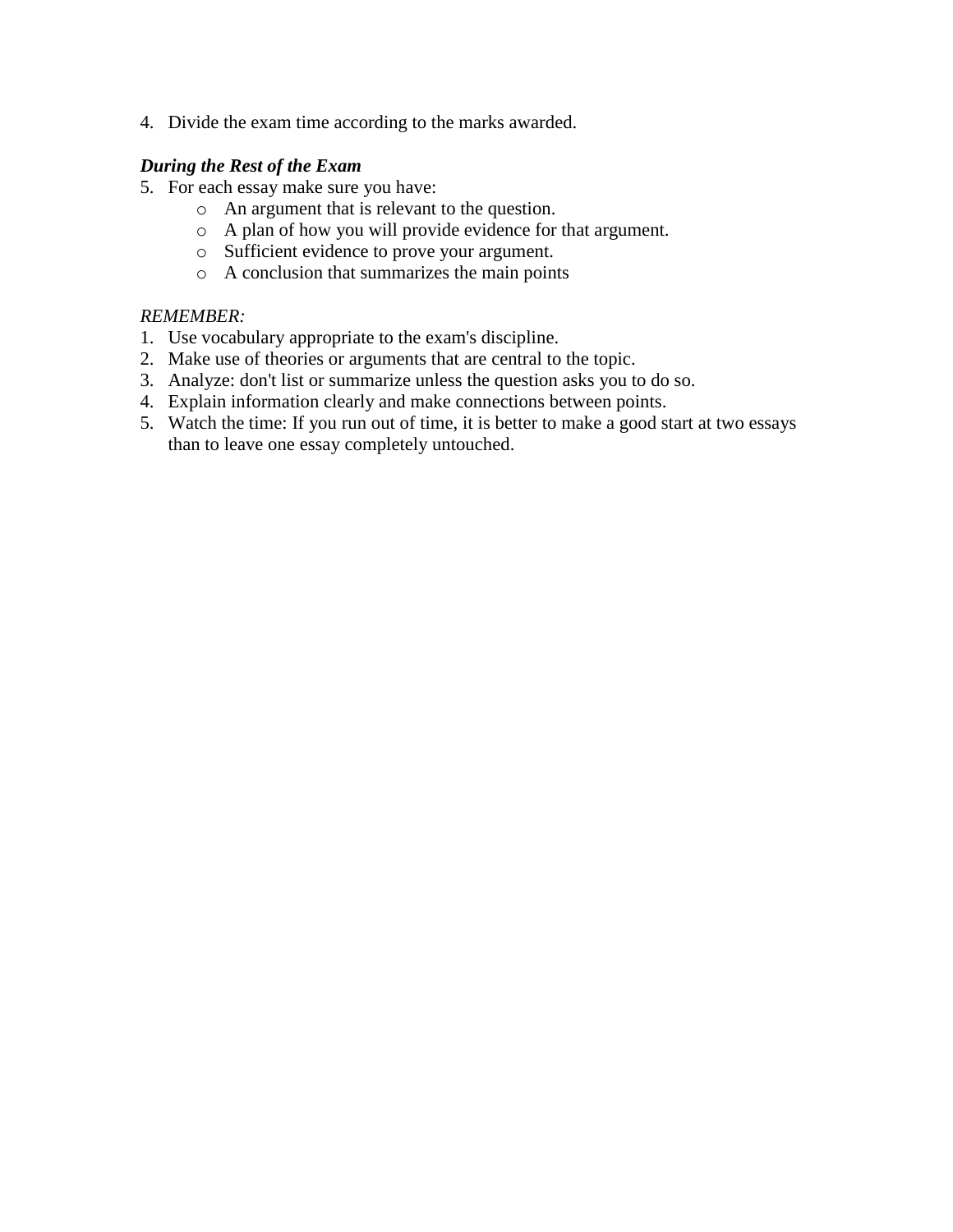4. Divide the exam time according to the marks awarded.

***During the Rest of the Exam***

5. For each essay make sure you have:
   - An argument that is relevant to the question.
   - A plan of how you will provide evidence for that argument.
   - Sufficient evidence to prove your argument.
   - A conclusion that summarizes the main points

*REMEMBER:*

1. Use vocabulary appropriate to the exam's discipline.
2. Make use of theories or arguments that are central to the topic.
3. Analyze: don't list or summarize unless the question asks you to do so.
4. Explain information clearly and make connections between points.
5. Watch the time: If you run out of time, it is better to make a good start at two essays than to leave one essay completely untouched.